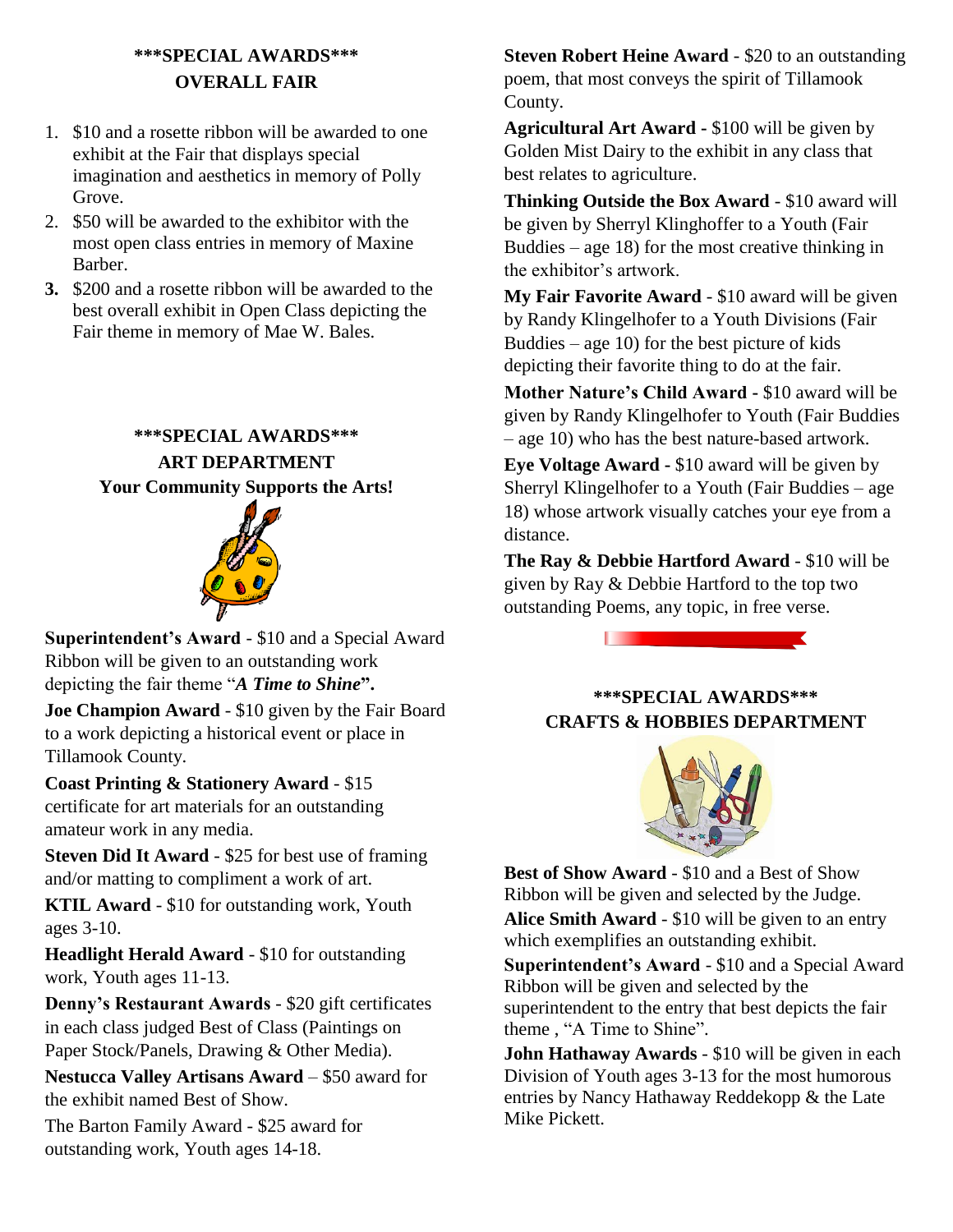## \*\*\*SPECIAL AWARDS\*\*\*
## OVERALL FAIR

1. $10 and a rosette ribbon will be awarded to one exhibit at the Fair that displays special imagination and aesthetics in memory of Polly Grove.
2. $50 will be awarded to the exhibitor with the most open class entries in memory of Maxine Barber.
3. $200 and a rosette ribbon will be awarded to the best overall exhibit in Open Class depicting the Fair theme in memory of Mae W. Bales.

## \*\*\*SPECIAL AWARDS\*\*\*
## ART DEPARTMENT
### Your Community Supports the Arts!

**Superintendent's Award** - $10 and a Special Award Ribbon will be given to an outstanding work depicting the fair theme "***A Time to Shine***".

**Joe Champion Award** - $10 given by the Fair Board to a work depicting a historical event or place in Tillamook County.

**Coast Printing & Stationery Award** - $15 certificate for art materials for an outstanding amateur work in any media.

**Steven Did It Award** - $25 for best use of framing and/or matting to compliment a work of art.

**KTIL Award** - $10 for outstanding work, Youth ages 3-10.

**Headlight Herald Award** - $10 for outstanding work, Youth ages 11-13.

**Denny's Restaurant Awards** - $20 gift certificates in each class judged Best of Class (Paintings on Paper Stock/Panels, Drawing & Other Media).

**Nestucca Valley Artisans Award** – $50 award for the exhibit named Best of Show.

The Barton Family Award - $25 award for outstanding work, Youth ages 14-18.

**Steven Robert Heine Award** - $20 to an outstanding poem, that most conveys the spirit of Tillamook County.

**Agricultural Art Award -** $100 will be given by Golden Mist Dairy to the exhibit in any class that best relates to agriculture.

**Thinking Outside the Box Award** - $10 award will be given by Sherryl Klinghoffer to a Youth (Fair Buddies – age 18) for the most creative thinking in the exhibitor's artwork.

**My Fair Favorite Award** - $10 award will be given by Randy Klingelhofer to a Youth Divisions (Fair Buddies – age 10) for the best picture of kids depicting their favorite thing to do at the fair.

**Mother Nature's Child Award -** $10 award will be given by Randy Klingelhofer to Youth (Fair Buddies – age 10) who has the best nature-based artwork.

**Eye Voltage Award -** $10 award will be given by Sherryl Klingelhofer to a Youth (Fair Buddies – age 18) whose artwork visually catches your eye from a distance.

**The Ray & Debbie Hartford Award** - $10 will be given by Ray & Debbie Hartford to the top two outstanding Poems, any topic, in free verse.

## \*\*\*SPECIAL AWARDS\*\*\*
## CRAFTS & HOBBIES DEPARTMENT

**Best of Show Award** - $10 and a Best of Show Ribbon will be given and selected by the Judge.

**Alice Smith Award** - $10 will be given to an entry which exemplifies an outstanding exhibit.

**Superintendent's Award** - $10 and a Special Award Ribbon will be given and selected by the superintendent to the entry that best depicts the fair theme , "A Time to Shine".

**John Hathaway Awards** - $10 will be given in each Division of Youth ages 3-13 for the most humorous entries by Nancy Hathaway Reddekopp & the Late Mike Pickett.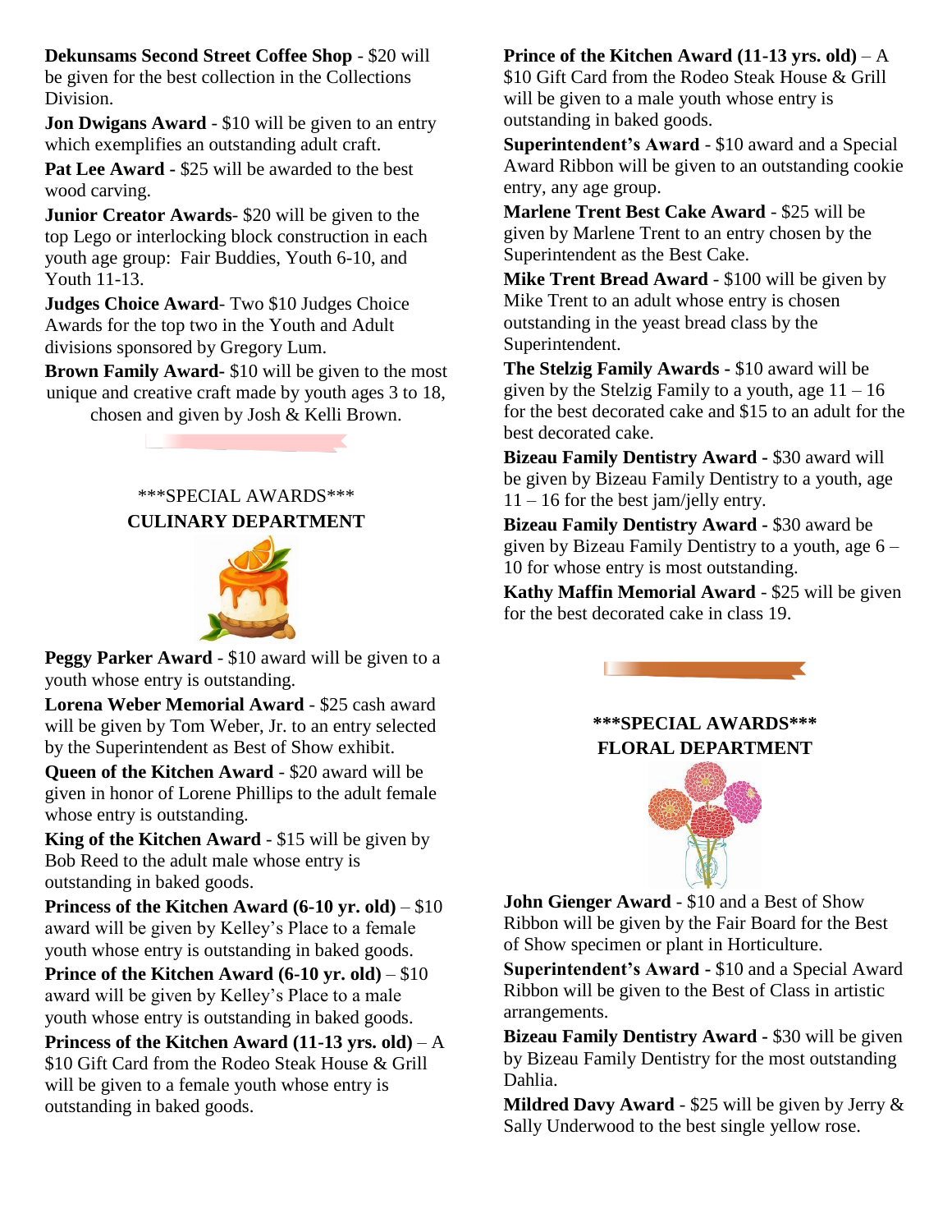**Dekunsams Second Street Coffee Shop** - $20 will be given for the best collection in the Collections Division.

**Jon Dwigans Award** - $10 will be given to an entry which exemplifies an outstanding adult craft.

**Pat Lee Award -** $25 will be awarded to the best wood carving.

**Junior Creator Awards**- $20 will be given to the top Lego or interlocking block construction in each youth age group: Fair Buddies, Youth 6-10, and Youth 11-13.

**Judges Choice Award**- Two $10 Judges Choice Awards for the top two in the Youth and Adult divisions sponsored by Gregory Lum.

**Brown Family Award-** $10 will be given to the most unique and creative craft made by youth ages 3 to 18, chosen and given by Josh & Kelli Brown.

## \*\*\*SPECIAL AWARDS\*\*\*
## CULINARY DEPARTMENT

**Peggy Parker Award** - $10 award will be given to a youth whose entry is outstanding.

**Lorena Weber Memorial Award** - $25 cash award will be given by Tom Weber, Jr. to an entry selected by the Superintendent as Best of Show exhibit.

**Queen of the Kitchen Award** - $20 award will be given in honor of Lorene Phillips to the adult female whose entry is outstanding.

**King of the Kitchen Award** - $15 will be given by Bob Reed to the adult male whose entry is outstanding in baked goods.

**Princess of the Kitchen Award (6-10 yr. old)** – $10 award will be given by Kelley's Place to a female youth whose entry is outstanding in baked goods.

**Prince of the Kitchen Award (6-10 yr. old)** – $10 award will be given by Kelley's Place to a male youth whose entry is outstanding in baked goods.

**Princess of the Kitchen Award (11-13 yrs. old)** – A $10 Gift Card from the Rodeo Steak House & Grill will be given to a female youth whose entry is outstanding in baked goods.

**Prince of the Kitchen Award (11-13 yrs. old)** – A $10 Gift Card from the Rodeo Steak House & Grill will be given to a male youth whose entry is outstanding in baked goods.

**Superintendent's Award** - $10 award and a Special Award Ribbon will be given to an outstanding cookie entry, any age group.

**Marlene Trent Best Cake Award** - $25 will be given by Marlene Trent to an entry chosen by the Superintendent as the Best Cake.

**Mike Trent Bread Award** - $100 will be given by Mike Trent to an adult whose entry is chosen outstanding in the yeast bread class by the Superintendent.

**The Stelzig Family Awards -** $10 award will be given by the Stelzig Family to a youth, age 11 – 16 for the best decorated cake and $15 to an adult for the best decorated cake.

**Bizeau Family Dentistry Award -** $30 award will be given by Bizeau Family Dentistry to a youth, age 11 – 16 for the best jam/jelly entry.

**Bizeau Family Dentistry Award -** $30 award be given by Bizeau Family Dentistry to a youth, age 6 – 10 for whose entry is most outstanding.

**Kathy Maffin Memorial Award** - $25 will be given for the best decorated cake in class 19.

## \*\*\*SPECIAL AWARDS\*\*\*
## FLORAL DEPARTMENT

**John Gienger Award** - $10 and a Best of Show Ribbon will be given by the Fair Board for the Best of Show specimen or plant in Horticulture.

**Superintendent's Award -** $10 and a Special Award Ribbon will be given to the Best of Class in artistic arrangements.

**Bizeau Family Dentistry Award -** $30 will be given by Bizeau Family Dentistry for the most outstanding Dahlia.

**Mildred Davy Award** - $25 will be given by Jerry & Sally Underwood to the best single yellow rose.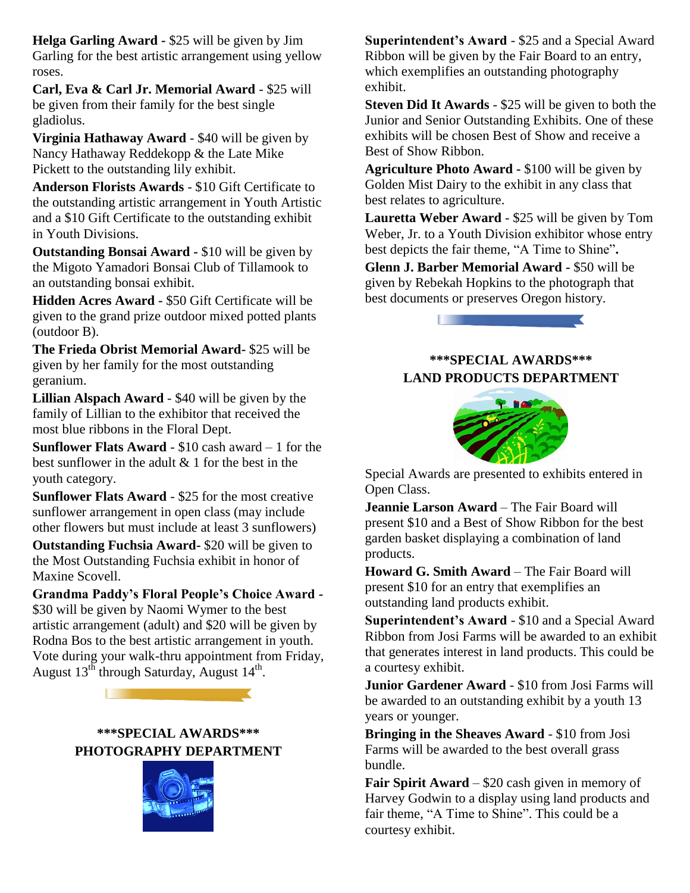**Helga Garling Award -** $25 will be given by Jim Garling for the best artistic arrangement using yellow roses.

**Carl, Eva & Carl Jr. Memorial Award** - $25 will be given from their family for the best single gladiolus.

**Virginia Hathaway Award** - $40 will be given by Nancy Hathaway Reddekopp & the Late Mike Pickett to the outstanding lily exhibit.

**Anderson Florists Awards** - $10 Gift Certificate to the outstanding artistic arrangement in Youth Artistic and a $10 Gift Certificate to the outstanding exhibit in Youth Divisions.

**Outstanding Bonsai Award -** $10 will be given by the Migoto Yamadori Bonsai Club of Tillamook to an outstanding bonsai exhibit.

**Hidden Acres Award -** $50 Gift Certificate will be given to the grand prize outdoor mixed potted plants (outdoor B).

**The Frieda Obrist Memorial Award-** $25 will be given by her family for the most outstanding geranium.

**Lillian Alspach Award** - $40 will be given by the family of Lillian to the exhibitor that received the most blue ribbons in the Floral Dept.

**Sunflower Flats Award** - $10 cash award – 1 for the best sunflower in the adult & 1 for the best in the youth category.

**Sunflower Flats Award** - $25 for the most creative sunflower arrangement in open class (may include other flowers but must include at least 3 sunflowers)

**Outstanding Fuchsia Award-** $20 will be given to the Most Outstanding Fuchsia exhibit in honor of Maxine Scovell.

**Grandma Paddy's Floral People's Choice Award -** $30 will be given by Naomi Wymer to the best artistic arrangement (adult) and $20 will be given by Rodna Bos to the best artistic arrangement in youth. Vote during your walk-thru appointment from Friday, August 13th through Saturday, August 14th.

## \*\*\*SPECIAL AWARDS\*\*\*
## PHOTOGRAPHY DEPARTMENT

**Superintendent's Award** - $25 and a Special Award Ribbon will be given by the Fair Board to an entry, which exemplifies an outstanding photography exhibit.

**Steven Did It Awards** - $25 will be given to both the Junior and Senior Outstanding Exhibits. One of these exhibits will be chosen Best of Show and receive a Best of Show Ribbon.

**Agriculture Photo Award -** $100 will be given by Golden Mist Dairy to the exhibit in any class that best relates to agriculture.

**Lauretta Weber Award** - $25 will be given by Tom Weber, Jr. to a Youth Division exhibitor whose entry best depicts the fair theme, "A Time to Shine"**.**

**Glenn J. Barber Memorial Award -** $50 will be given by Rebekah Hopkins to the photograph that best documents or preserves Oregon history.

## \*\*\*SPECIAL AWARDS\*\*\*
## LAND PRODUCTS DEPARTMENT

Special Awards are presented to exhibits entered in Open Class.

**Jeannie Larson Award** – The Fair Board will present $10 and a Best of Show Ribbon for the best garden basket displaying a combination of land products.

**Howard G. Smith Award** – The Fair Board will present $10 for an entry that exemplifies an outstanding land products exhibit.

**Superintendent's Award** - $10 and a Special Award Ribbon from Josi Farms will be awarded to an exhibit that generates interest in land products. This could be a courtesy exhibit.

**Junior Gardener Award** - $10 from Josi Farms will be awarded to an outstanding exhibit by a youth 13 years or younger.

**Bringing in the Sheaves Award** - $10 from Josi Farms will be awarded to the best overall grass bundle.

**Fair Spirit Award** – $20 cash given in memory of Harvey Godwin to a display using land products and fair theme, "A Time to Shine". This could be a courtesy exhibit.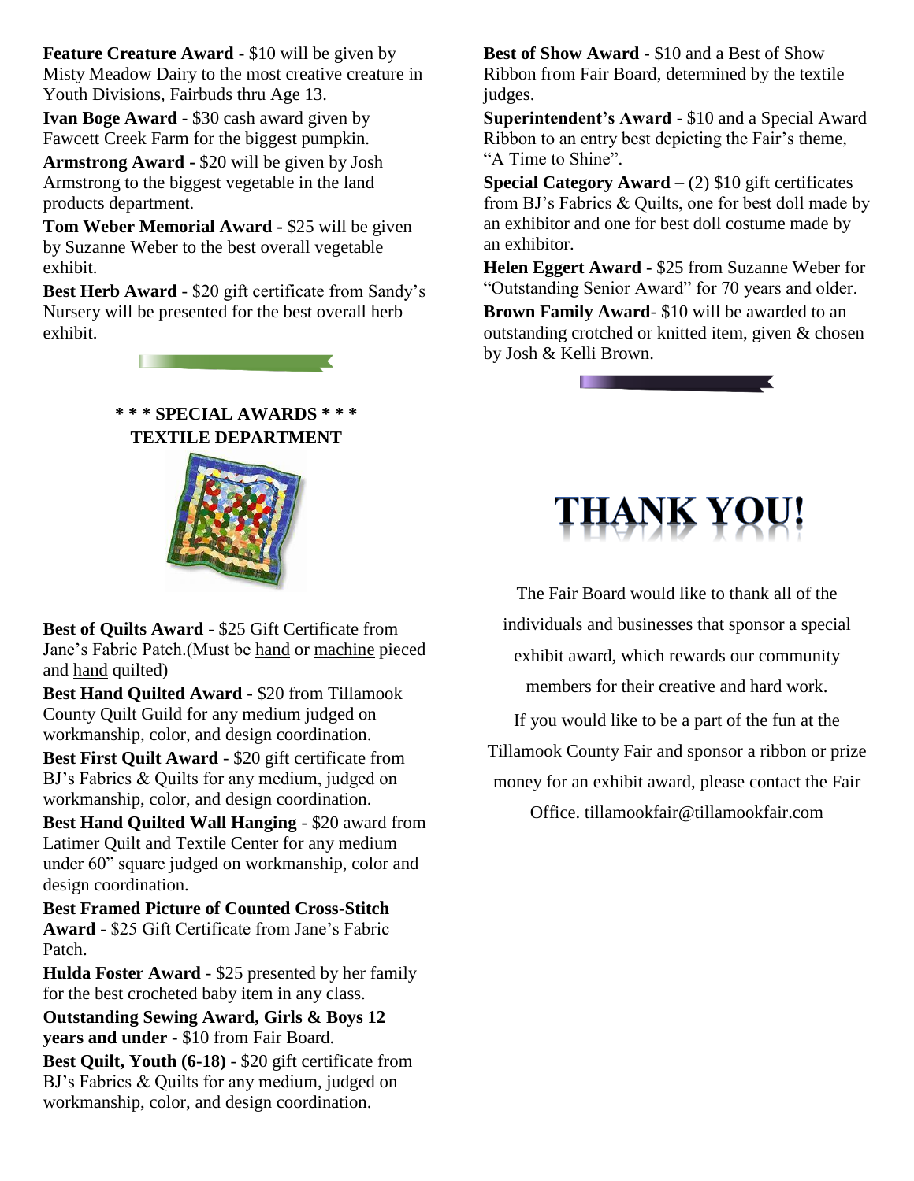**Feature Creature Award** - $10 will be given by Misty Meadow Dairy to the most creative creature in Youth Divisions, Fairbuds thru Age 13.

**Ivan Boge Award** - $30 cash award given by Fawcett Creek Farm for the biggest pumpkin.

**Armstrong Award -** $20 will be given by Josh Armstrong to the biggest vegetable in the land products department.

**Tom Weber Memorial Award -** $25 will be given by Suzanne Weber to the best overall vegetable exhibit.

**Best Herb Award** - $20 gift certificate from Sandy's Nursery will be presented for the best overall herb exhibit.

## * * * SPECIAL AWARDS * * *
## TEXTILE DEPARTMENT

**Best of Quilts Award** - $25 Gift Certificate from Jane's Fabric Patch.(Must be hand or machine pieced and hand quilted)

**Best Hand Quilted Award** - $20 from Tillamook County Quilt Guild for any medium judged on workmanship, color, and design coordination.

**Best First Quilt Award** - $20 gift certificate from BJ's Fabrics & Quilts for any medium, judged on workmanship, color, and design coordination.

**Best Hand Quilted Wall Hanging** - $20 award from Latimer Quilt and Textile Center for any medium under 60" square judged on workmanship, color and design coordination.

**Best Framed Picture of Counted Cross-Stitch Award** - $25 Gift Certificate from Jane's Fabric Patch.

**Hulda Foster Award** - $25 presented by her family for the best crocheted baby item in any class.

**Outstanding Sewing Award, Girls & Boys 12 years and under** - $10 from Fair Board.

**Best Quilt, Youth (6-18)** - $20 gift certificate from BJ's Fabrics & Quilts for any medium, judged on workmanship, color, and design coordination.

**Best of Show Award** - $10 and a Best of Show Ribbon from Fair Board, determined by the textile judges.

**Superintendent's Award** - $10 and a Special Award Ribbon to an entry best depicting the Fair's theme, "A Time to Shine".

**Special Category Award** – (2) $10 gift certificates from BJ's Fabrics & Quilts, one for best doll made by an exhibitor and one for best doll costume made by an exhibitor.

**Helen Eggert Award -** $25 from Suzanne Weber for "Outstanding Senior Award" for 70 years and older.

**Brown Family Award**- $10 will be awarded to an outstanding crotched or knitted item, given & chosen by Josh & Kelli Brown.

# THANK YOU!

The Fair Board would like to thank all of the individuals and businesses that sponsor a special exhibit award, which rewards our community members for their creative and hard work.

If you would like to be a part of the fun at the Tillamook County Fair and sponsor a ribbon or prize money for an exhibit award, please contact the Fair Office. tillamookfair@tillamookfair.com